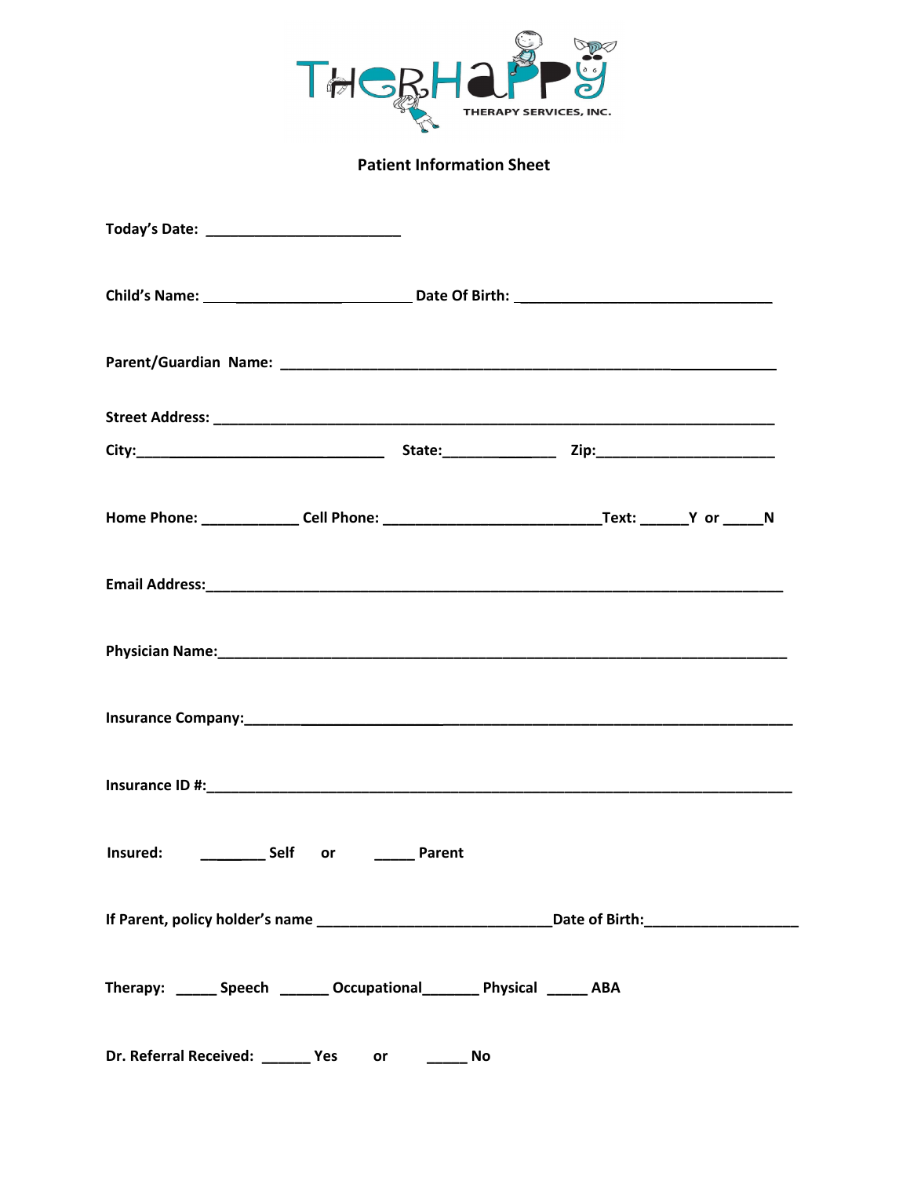THERHAPPY THERAPY SERVICES, INC.

## Patient Information Sheet

**Today's Date:** ________________________

**Child's Name:** ________________________ **Date Of Birth:** ________________________________

**Parent/Guardian Name:** ____________________________________________________________

**Street Address:** ______________________________________________________________________

**City:** ______________________________ **State:** ______________ **Zip:** _____________________

**Home Phone:** ___________ **Cell Phone:** __________________________ **Text:** _____Y or _____N

**Email Address:** ________________________________________________________________________

**Physician Name:** _______________________________________________________________________

**Insurance Company:** ____________________________________________________________________

**Insurance ID #:** _________________________________________________________________________

**Insured:** ________ **Self** **or** _____ **Parent**

**If Parent, policy holder's name** ____________________________ **Date of Birth:** __________________

**Therapy:** _____ **Speech** ______ **Occupational** _______ **Physical** _____ **ABA**

**Dr. Referral Received:** ______ **Yes** **or** _____ **No**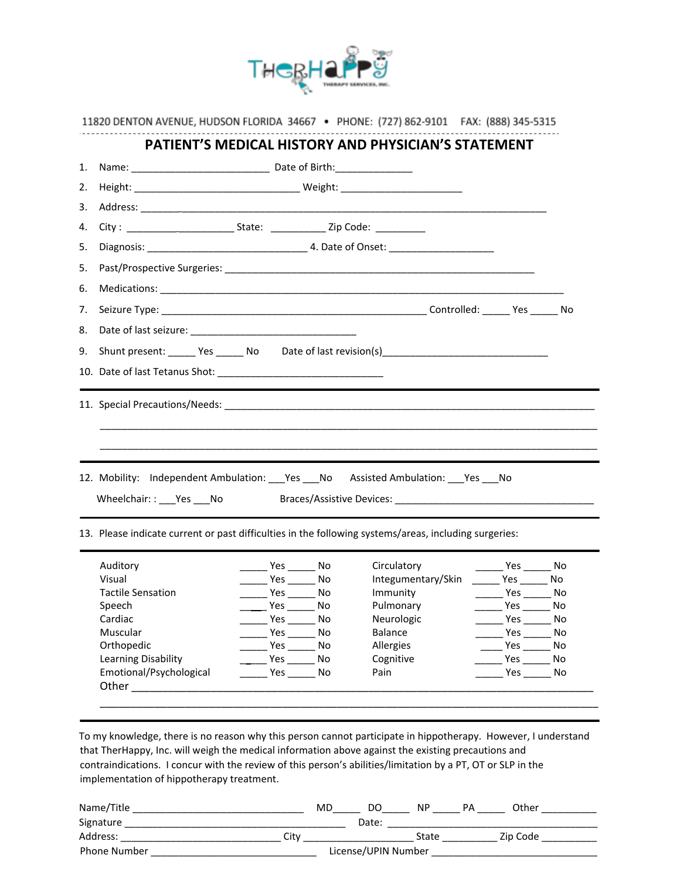THERHAPPY THERAPY SERVICES, INC.

11820 DENTON AVENUE, HUDSON FLORIDA 34667 • PHONE: (727) 862-9101 FAX: (888) 345-5315

## PATIENT'S MEDICAL HISTORY AND PHYSICIAN'S STATEMENT

1. Name: _________________________ Date of Birth:______________
2. Height: ______________________________ Weight: ______________________
3. Address: ___________________________________________________________________________
4. City : ____________________ State: __________ Zip Code: _________
5. Diagnosis: _____________________________ 4. Date of Onset: ___________________
5. Past/Prospective Surgeries: _________________________________________________________
6. Medications: ___________________________________________________________________________
7. Seizure Type: ____________________________________________________ Controlled: _____ Yes _____ No
8. Date of last seizure: ______________________________
9. Shunt present: _____ Yes _____ No Date of last revision(s)______________________________
10. Date of last Tetanus Shot: ______________________________

---

11. Special Precautions/Needs: ______________________________________________________________________

_____________________________________________________________________________________________

_____________________________________________________________________________________________

---

12. Mobility: Independent Ambulation: ___Yes ___No Assisted Ambulation: ___Yes ___No

Wheelchair: : ___Yes ___No Braces/Assistive Devices: ______________________________________

---

13. Please indicate current or past difficulties in the following systems/areas, including surgeries:

| | | | |
|---|---|---|---|
| Auditory | _____ Yes _____ No | Circulatory | _____ Yes _____ No |
| Visual | _____ Yes _____ No | Integumentary/Skin | _____ Yes _____ No |
| Tactile Sensation | _____ Yes _____ No | Immunity | _____ Yes _____ No |
| Speech | _____ Yes _____ No | Pulmonary | _____ Yes _____ No |
| Cardiac | _____ Yes _____ No | Neurologic | _____ Yes _____ No |
| Muscular | _____ Yes _____ No | Balance | _____ Yes _____ No |
| Orthopedic | _____ Yes _____ No | Allergies | _____ Yes _____ No |
| Learning Disability | _____ Yes _____ No | Cognitive | _____ Yes _____ No |
| Emotional/Psychological | _____ Yes _____ No | Pain | _____ Yes _____ No |

Other ___________________________________________________________________________________

_____________________________________________________________________________________________

---

To my knowledge, there is no reason why this person cannot participate in hippotherapy. However, I understand that TherHappy, Inc. will weigh the medical information above against the existing precautions and contraindications. I concur with the review of this person's abilities/limitation by a PT, OT or SLP in the implementation of hippotherapy treatment.

Name/Title ______________________________ MD_____ DO_____ NP _____ PA _____ Other __________

Signature ______________________________________ Date: ______________________________________

Address: ____________________________ City ____________________ State __________ Zip Code __________

Phone Number ______________________________ License/UPIN Number ______________________________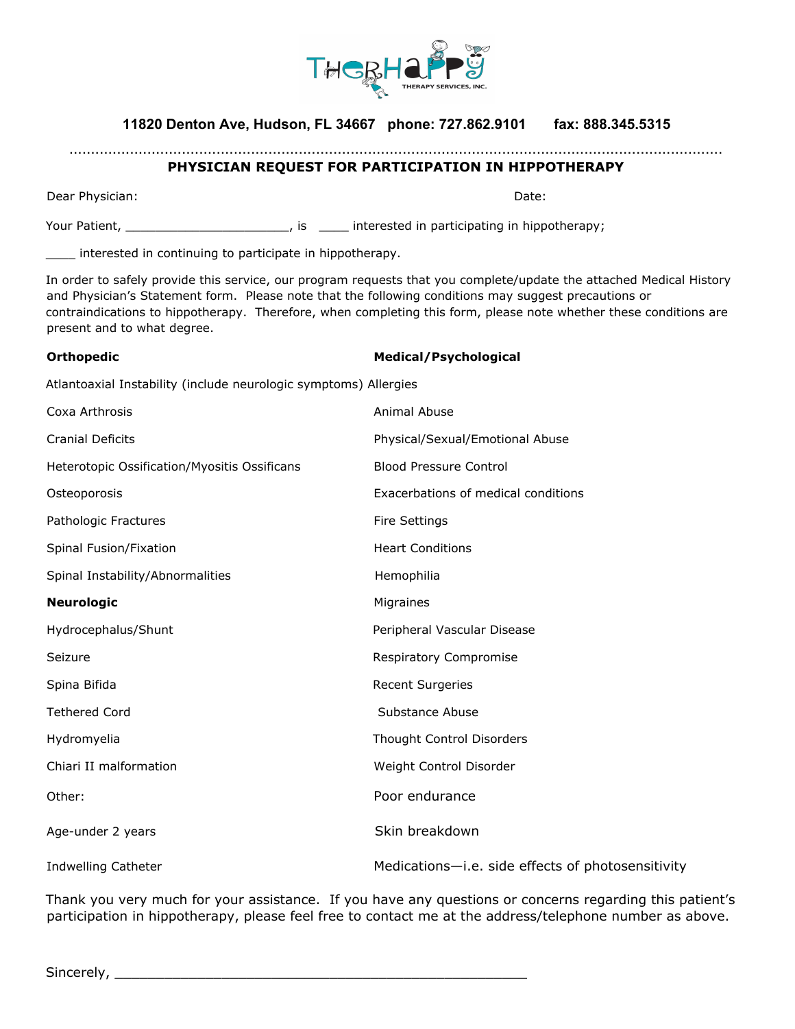**11820 Denton Ave, Hudson, FL 34667   phone: 727.862.9101   fax: 888.345.5315**

## PHYSICIAN REQUEST FOR PARTICIPATION IN HIPPOTHERAPY

Dear Physician:                                                                                    Date:

Your Patient, ______________________, is ____ interested in participating in hippotherapy;

____ interested in continuing to participate in hippotherapy.

In order to safely provide this service, our program requests that you complete/update the attached Medical History and Physician's Statement form. Please note that the following conditions may suggest precautions or contraindications to hippotherapy. Therefore, when completing this form, please note whether these conditions are present and to what degree.

**Orthopedic**

Atlantoaxial Instability (include neurologic symptoms)

Coxa Arthrosis

Cranial Deficits

Heterotopic Ossification/Myositis Ossificans

Osteoporosis

Pathologic Fractures

Spinal Fusion/Fixation

Spinal Instability/Abnormalities

**Neurologic**

Hydrocephalus/Shunt

Seizure

Spina Bifida

Tethered Cord

Hydromyelia

Chiari II malformation

Other:

Age-under 2 years

Indwelling Catheter

**Medical/Psychological**

Allergies

Animal Abuse

Physical/Sexual/Emotional Abuse

Blood Pressure Control

Exacerbations of medical conditions

Fire Settings

Heart Conditions

Hemophilia

Migraines

Peripheral Vascular Disease

Respiratory Compromise

Recent Surgeries

Substance Abuse

Thought Control Disorders

Weight Control Disorder

Poor endurance

Skin breakdown

Medications—i.e. side effects of photosensitivity

Thank you very much for your assistance. If you have any questions or concerns regarding this patient's participation in hippotherapy, please feel free to contact me at the address/telephone number as above.

Sincerely, _______________________________________________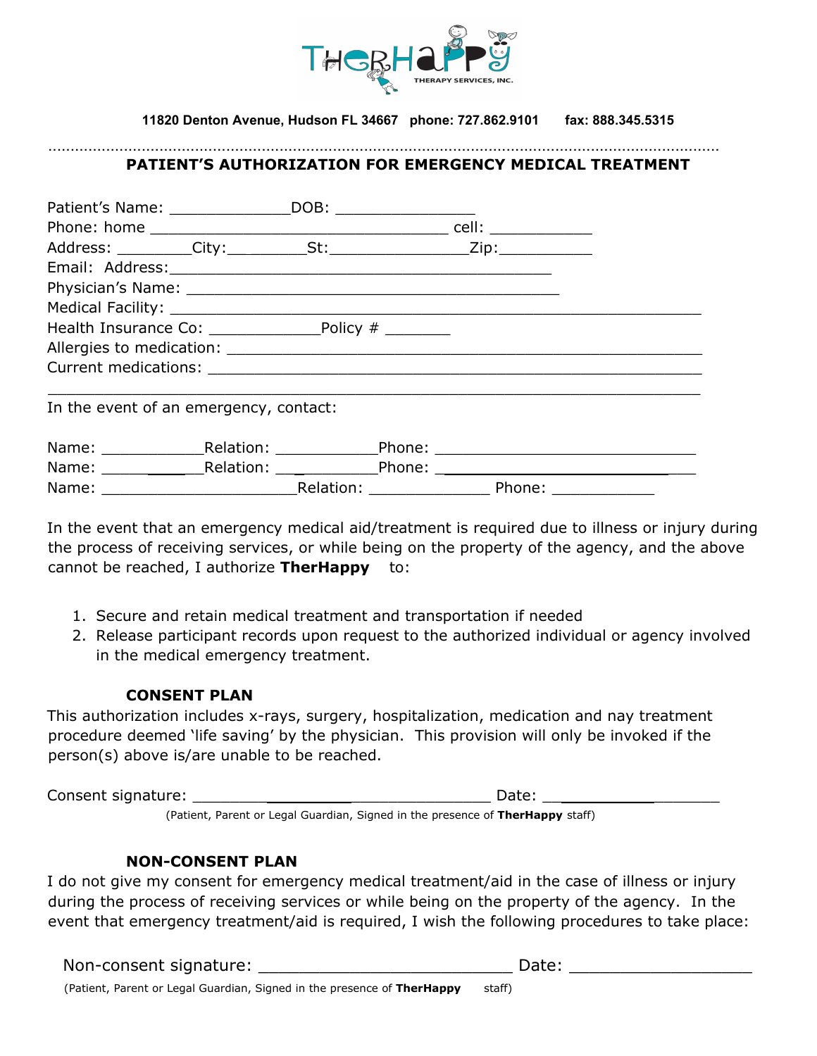**TherHappy**
THERAPY SERVICES, INC.

**11820 Denton Avenue, Hudson FL 34667 phone: 727.862.9101 fax: 888.345.5315**

---

## PATIENT'S AUTHORIZATION FOR EMERGENCY MEDICAL TREATMENT

Patient's Name: _____________DOB: _______________

Phone: home ________________________________ cell: ___________

Address: ________City:________St:_______________Zip:__________

Email: Address:_________________________________________

Physician's Name: ________________________________________

Medical Facility: _______________________________________________

Health Insurance Co: ____________Policy # _______

Allergies to medication: _____________________________________________

Current medications: _______________________________________________

_______________________________________________________________________

In the event of an emergency, contact:

Name: ___________Relation: ___________Phone: ____________________________

Name: ___________Relation: ___________Phone: ____________________________

Name: _____________________Relation: _____________ Phone: ___________

In the event that an emergency medical aid/treatment is required due to illness or injury during the process of receiving services, or while being on the property of the agency, and the above cannot be reached, I authorize **TherHappy** to:

1. Secure and retain medical treatment and transportation if needed
2. Release participant records upon request to the authorized individual or agency involved in the medical emergency treatment.

### CONSENT PLAN

This authorization includes x-rays, surgery, hospitalization, medication and nay treatment procedure deemed 'life saving' by the physician. This provision will only be invoked if the person(s) above is/are unable to be reached.

Consent signature: ________________________________ Date: ________________

(Patient, Parent or Legal Guardian, Signed in the presence of **TherHappy** staff)

### NON-CONSENT PLAN

I do not give my consent for emergency medical treatment/aid in the case of illness or injury during the process of receiving services or while being on the property of the agency. In the event that emergency treatment/aid is required, I wish the following procedures to take place:

Non-consent signature: __________________________ Date: __________________

(Patient, Parent or Legal Guardian, Signed in the presence of **TherHappy** staff)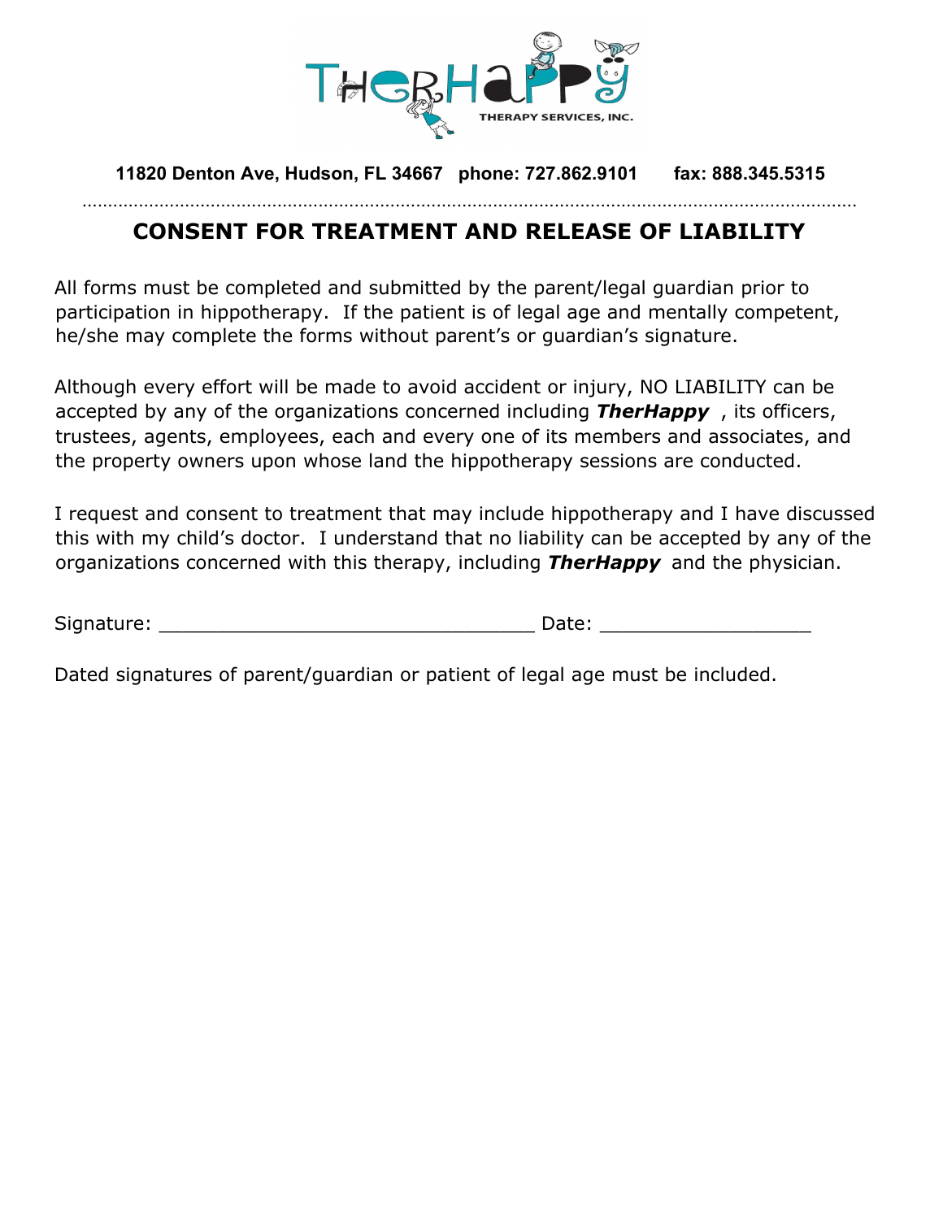11820 Denton Ave, Hudson, FL 34667   phone: 727.862.9101   fax: 888.345.5315

# CONSENT FOR TREATMENT AND RELEASE OF LIABILITY

All forms must be completed and submitted by the parent/legal guardian prior to participation in hippotherapy. If the patient is of legal age and mentally competent, he/she may complete the forms without parent's or guardian's signature.

Although every effort will be made to avoid accident or injury, NO LIABILITY can be accepted by any of the organizations concerned including ***TherHappy***, its officers, trustees, agents, employees, each and every one of its members and associates, and the property owners upon whose land the hippotherapy sessions are conducted.

I request and consent to treatment that may include hippotherapy and I have discussed this with my child's doctor. I understand that no liability can be accepted by any of the organizations concerned with this therapy, including ***TherHappy*** and the physician.

Signature: ________________________________ Date: __________________

Dated signatures of parent/guardian or patient of legal age must be included.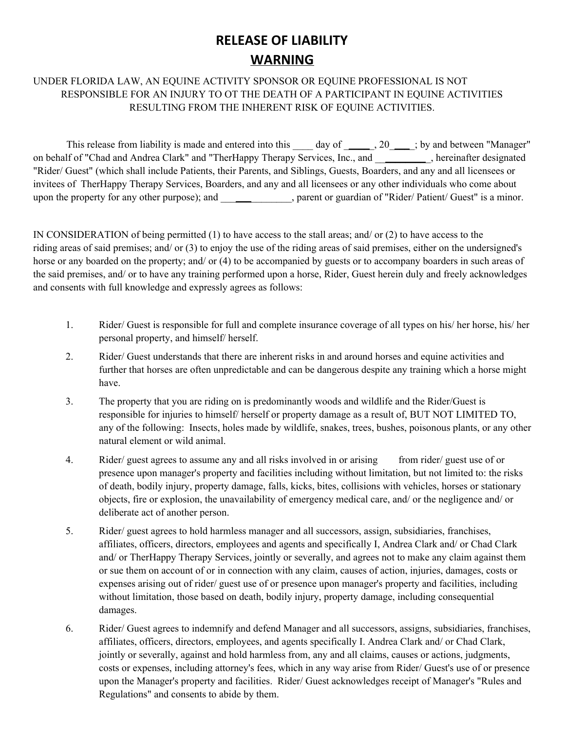# RELEASE OF LIABILITY

## WARNING

UNDER FLORIDA LAW, AN EQUINE ACTIVITY SPONSOR OR EQUINE PROFESSIONAL IS NOT RESPONSIBLE FOR AN INJURY TO OT THE DEATH OF A PARTICIPANT IN EQUINE ACTIVITIES RESULTING FROM THE INHERENT RISK OF EQUINE ACTIVITIES.

This release from liability is made and entered into this ____ day of _____, 20____; by and between "Manager" on behalf of "Chad and Andrea Clark" and "TherHappy Therapy Services, Inc., and ___________, hereinafter designated "Rider/ Guest" (which shall include Patients, their Parents, and Siblings, Guests, Boarders, and any and all licensees or invitees of TherHappy Therapy Services, Boarders, and any and all licensees or any other individuals who come about upon the property for any other purpose); and ______________, parent or guardian of "Rider/ Patient/ Guest" is a minor.

IN CONSIDERATION of being permitted (1) to have access to the stall areas; and/ or (2) to have access to the riding areas of said premises; and/ or (3) to enjoy the use of the riding areas of said premises, either on the undersigned's horse or any boarded on the property; and/ or (4) to be accompanied by guests or to accompany boarders in such areas of the said premises, and/ or to have any training performed upon a horse, Rider, Guest herein duly and freely acknowledges and consents with full knowledge and expressly agrees as follows:

1. Rider/ Guest is responsible for full and complete insurance coverage of all types on his/ her horse, his/ her personal property, and himself/ herself.
2. Rider/ Guest understands that there are inherent risks in and around horses and equine activities and further that horses are often unpredictable and can be dangerous despite any training which a horse might have.
3. The property that you are riding on is predominantly woods and wildlife and the Rider/Guest is responsible for injuries to himself/ herself or property damage as a result of, BUT NOT LIMITED TO, any of the following: Insects, holes made by wildlife, snakes, trees, bushes, poisonous plants, or any other natural element or wild animal.
4. Rider/ guest agrees to assume any and all risks involved in or arising from rider/ guest use of or presence upon manager's property and facilities including without limitation, but not limited to: the risks of death, bodily injury, property damage, falls, kicks, bites, collisions with vehicles, horses or stationary objects, fire or explosion, the unavailability of emergency medical care, and/ or the negligence and/ or deliberate act of another person.
5. Rider/ guest agrees to hold harmless manager and all successors, assign, subsidiaries, franchises, affiliates, officers, directors, employees and agents and specifically I, Andrea Clark and/ or Chad Clark and/ or TherHappy Therapy Services, jointly or severally, and agrees not to make any claim against them or sue them on account of or in connection with any claim, causes of action, injuries, damages, costs or expenses arising out of rider/ guest use of or presence upon manager's property and facilities, including without limitation, those based on death, bodily injury, property damage, including consequential damages.
6. Rider/ Guest agrees to indemnify and defend Manager and all successors, assigns, subsidiaries, franchises, affiliates, officers, directors, employees, and agents specifically I. Andrea Clark and/ or Chad Clark, jointly or severally, against and hold harmless from, any and all claims, causes or actions, judgments, costs or expenses, including attorney's fees, which in any way arise from Rider/ Guest's use of or presence upon the Manager's property and facilities. Rider/ Guest acknowledges receipt of Manager's "Rules and Regulations" and consents to abide by them.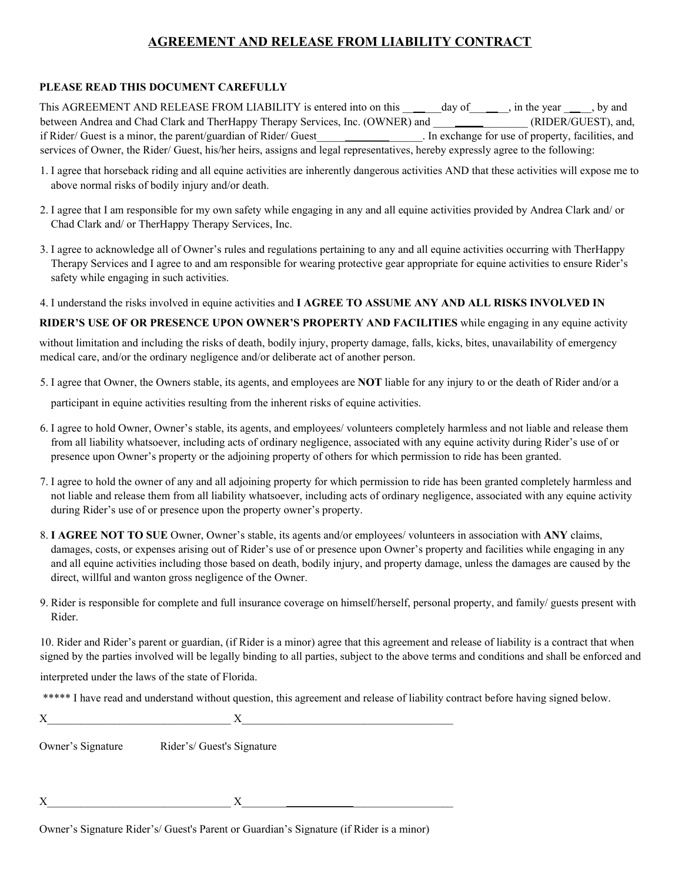# AGREEMENT AND RELEASE FROM LIABILITY CONTRACT

**PLEASE READ THIS DOCUMENT CAREFULLY**

This AGREEMENT AND RELEASE FROM LIABILITY is entered into on this _______day of_______, in the year _____, by and between Andrea and Chad Clark and TherHappy Therapy Services, Inc. (OWNER) and ___________________ (RIDER/GUEST), and, if Rider/ Guest is a minor, the parent/guardian of Rider/ Guest_____________________. In exchange for use of property, facilities, and services of Owner, the Rider/ Guest, his/her heirs, assigns and legal representatives, hereby expressly agree to the following:

1. I agree that horseback riding and all equine activities are inherently dangerous activities AND that these activities will expose me to above normal risks of bodily injury and/or death.
2. I agree that I am responsible for my own safety while engaging in any and all equine activities provided by Andrea Clark and/ or Chad Clark and/ or TherHappy Therapy Services, Inc.
3. I agree to acknowledge all of Owner's rules and regulations pertaining to any and all equine activities occurring with TherHappy Therapy Services and I agree to and am responsible for wearing protective gear appropriate for equine activities to ensure Rider's safety while engaging in such activities.
4. I understand the risks involved in equine activities and **I AGREE TO ASSUME ANY AND ALL RISKS INVOLVED IN RIDER'S USE OF OR PRESENCE UPON OWNER'S PROPERTY AND FACILITIES** while engaging in any equine activity without limitation and including the risks of death, bodily injury, property damage, falls, kicks, bites, unavailability of emergency medical care, and/or the ordinary negligence and/or deliberate act of another person.
5. I agree that Owner, the Owners stable, its agents, and employees are **NOT** liable for any injury to or the death of Rider and/or a participant in equine activities resulting from the inherent risks of equine activities.
6. I agree to hold Owner, Owner's stable, its agents, and employees/ volunteers completely harmless and not liable and release them from all liability whatsoever, including acts of ordinary negligence, associated with any equine activity during Rider's use of or presence upon Owner's property or the adjoining property of others for which permission to ride has been granted.
7. I agree to hold the owner of any and all adjoining property for which permission to ride has been granted completely harmless and not liable and release them from all liability whatsoever, including acts of ordinary negligence, associated with any equine activity during Rider's use of or presence upon the property owner's property.
8. **I AGREE NOT TO SUE** Owner, Owner's stable, its agents and/or employees/ volunteers in association with **ANY** claims, damages, costs, or expenses arising out of Rider's use of or presence upon Owner's property and facilities while engaging in any and all equine activities including those based on death, bodily injury, and property damage, unless the damages are caused by the direct, willful and wanton gross negligence of the Owner.
9. Rider is responsible for complete and full insurance coverage on himself/herself, personal property, and family/ guests present with Rider.
10. Rider and Rider's parent or guardian, (if Rider is a minor) agree that this agreement and release of liability is a contract that when signed by the parties involved will be legally binding to all parties, subject to the above terms and conditions and shall be enforced and interpreted under the laws of the state of Florida.

***** I have read and understand without question, this agreement and release of liability contract before having signed below.

X_________________________________ X_____________________________________

Owner's Signature Rider's/ Guest's Signature

X_________________________________ X_____________________________________

Owner's Signature Rider's/ Guest's Parent or Guardian's Signature (if Rider is a minor)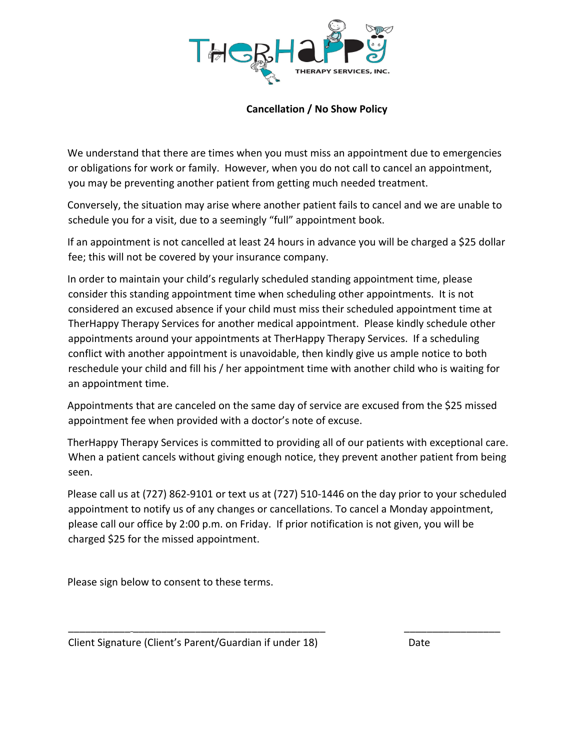THERHAPPY THERAPY SERVICES, INC.

**Cancellation / No Show Policy**

We understand that there are times when you must miss an appointment due to emergencies or obligations for work or family. However, when you do not call to cancel an appointment, you may be preventing another patient from getting much needed treatment.

Conversely, the situation may arise where another patient fails to cancel and we are unable to schedule you for a visit, due to a seemingly "full" appointment book.

If an appointment is not cancelled at least 24 hours in advance you will be charged a $25 dollar fee; this will not be covered by your insurance company.

In order to maintain your child's regularly scheduled standing appointment time, please consider this standing appointment time when scheduling other appointments. It is not considered an excused absence if your child must miss their scheduled appointment time at TherHappy Therapy Services for another medical appointment. Please kindly schedule other appointments around your appointments at TherHappy Therapy Services. If a scheduling conflict with another appointment is unavoidable, then kindly give us ample notice to both reschedule your child and fill his / her appointment time with another child who is waiting for an appointment time.

Appointments that are canceled on the same day of service are excused from the $25 missed appointment fee when provided with a doctor's note of excuse.

TherHappy Therapy Services is committed to providing all of our patients with exceptional care. When a patient cancels without giving enough notice, they prevent another patient from being seen.

Please call us at (727) 862-9101 or text us at (727) 510-1446 on the day prior to your scheduled appointment to notify us of any changes or cancellations. To cancel a Monday appointment, please call our office by 2:00 p.m. on Friday. If prior notification is not given, you will be charged $25 for the missed appointment.

Please sign below to consent to these terms.

_______________________________________________ ____________________

Client Signature (Client's Parent/Guardian if under 18) Date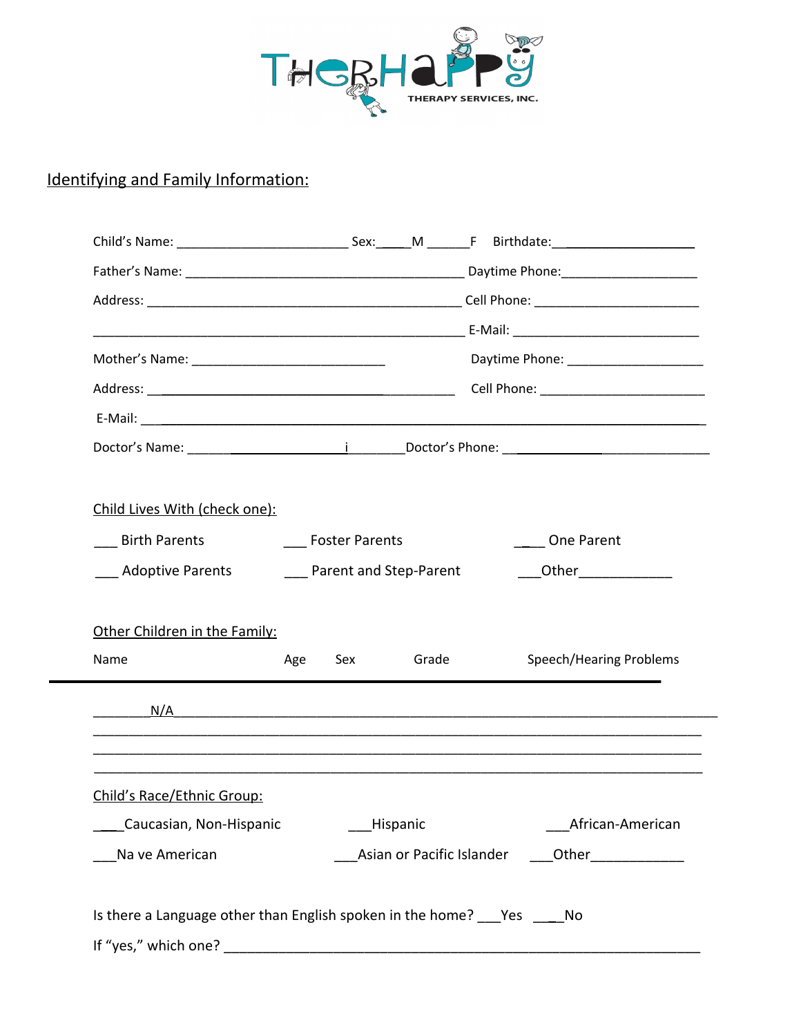# Identifying and Family Information:

Child's Name: ________________________ Sex:_____M ______F Birthdate:____________________

Father's Name: ________________________________________ Daytime Phone:____________________

Address: ______________________________________________ Cell Phone: ________________________

______________________________________________________ E-Mail: ___________________________

Mother's Name: ____________________________ Daytime Phone: ____________________

Address: _____________________________________________ Cell Phone: ________________________

E-Mail: ________________________________________________________________________________

Doctor's Name: ________________________i________Doctor's Phone: ______________________________

## Child Lives With (check one):

___ Birth Parents ___ Foster Parents ____ One Parent

___ Adoptive Parents ___ Parent and Step-Parent ___Other____________

## Other Children in the Family:

| Name | Age | Sex | Grade | Speech/Hearing Problems |
|---|---|---|---|---|
| N/A | | | | |
| | | | | |
| | | | | |
| | | | | |

## Child's Race/Ethnic Group:

____Caucasian, Non-Hispanic ___Hispanic ___African-American

___Na ve American ___Asian or Pacific Islander ___Other____________

Is there a Language other than English spoken in the home? ___Yes ____No

If "yes," which one? ______________________________________________________________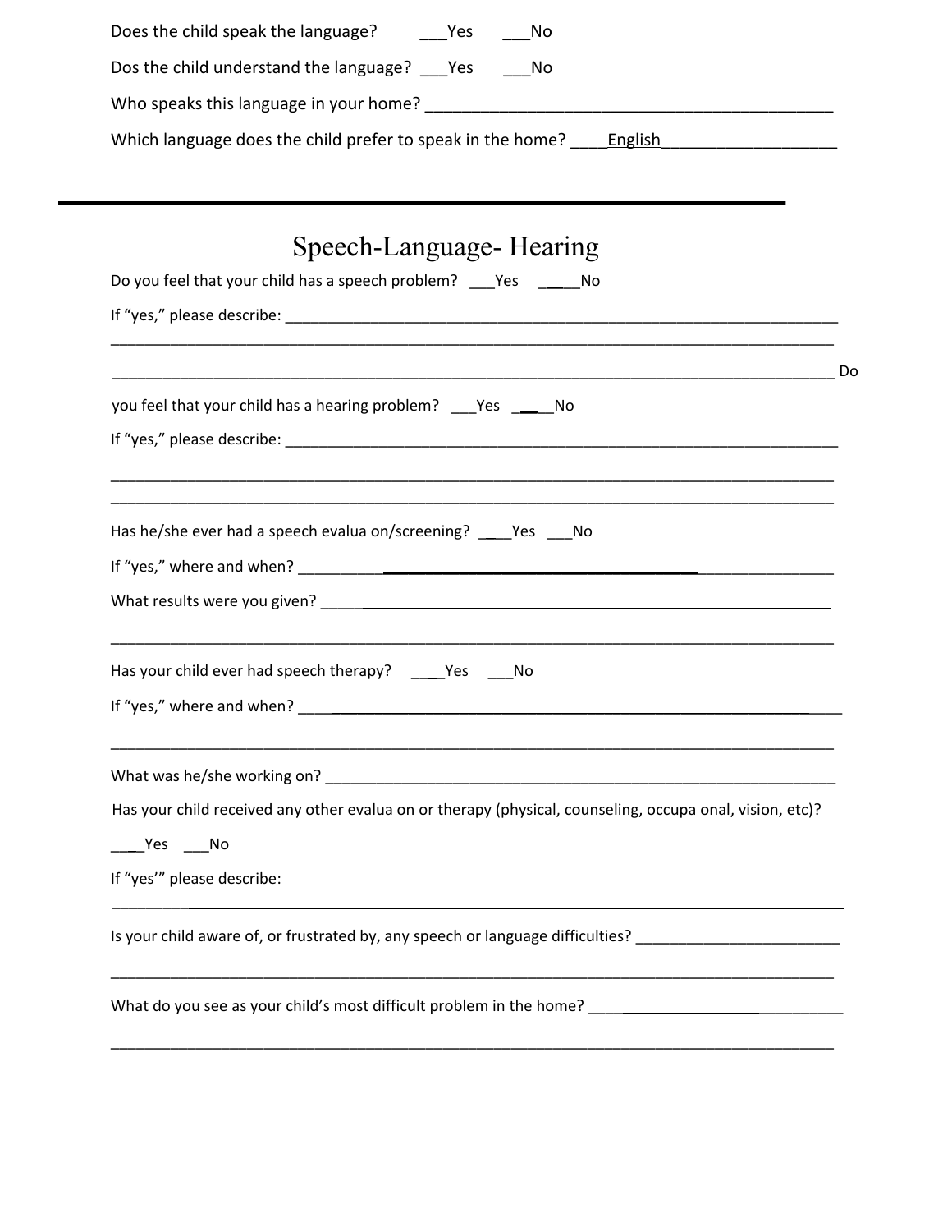Does the child speak the language? ___Yes ___No

Dos the child understand the language? ___Yes ___No

Who speaks this language in your home? _____________________________________________

Which language does the child prefer to speak in the home? ____English___________________

---

## Speech-Language- Hearing

Do you feel that your child has a speech problem? ___Yes ____No

If "yes," please describe: ____________________________________________________________________

__________________________________________________________________________________________

__________________________________________________________________________________________

Do you feel that your child has a hearing problem? ___Yes ____No

If "yes," please describe: ____________________________________________________________________

__________________________________________________________________________________________

__________________________________________________________________________________________

Has he/she ever had a speech evalua on/screening? ____Yes ___No

If "yes," where and when? ______________________________________________________________

What results were you given? __________________________________________________________

__________________________________________________________________________________________

Has your child ever had speech therapy? ____Yes ___No

If "yes," where and when? ______________________________________________________________

__________________________________________________________________________________________

What was he/she working on? ___________________________________________________________

Has your child received any other evalua on or therapy (physical, counseling, occupa onal, vision, etc)?

____Yes ___No

If "yes'" please describe:

__________________________________________________________________________________________

Is your child aware of, or frustrated by, any speech or language difficulties? ________________________

__________________________________________________________________________________________

What do you see as your child's most difficult problem in the home? ____________________________

__________________________________________________________________________________________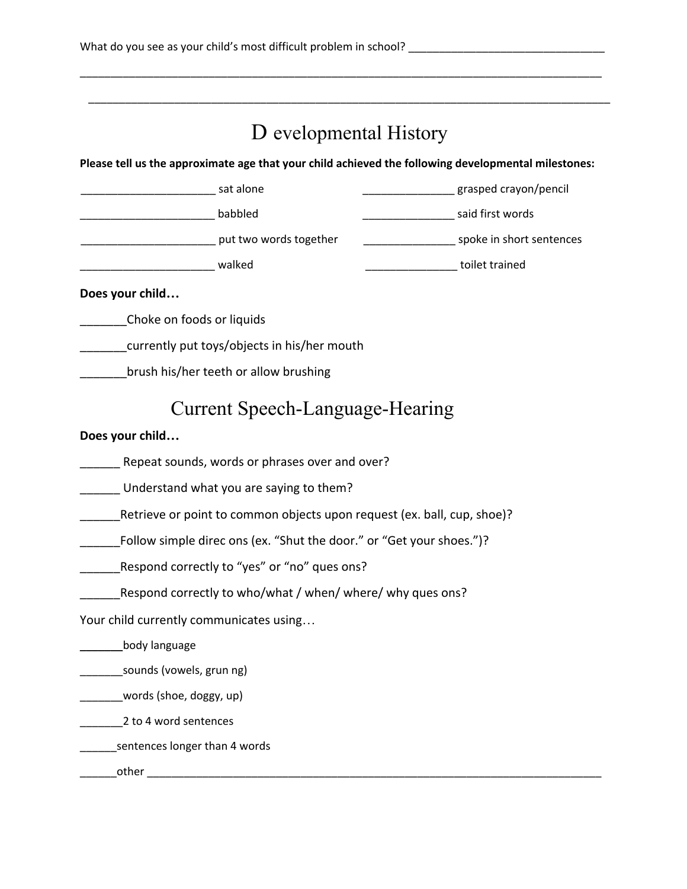What do you see as your child's most difficult problem in school? ________________________________

______________________________________________________________________________________

______________________________________________________________________________________

## Developmental History

**Please tell us the approximate age that your child achieved the following developmental milestones:**

______________________ sat alone                _______________ grasped crayon/pencil

______________________ babbled                 _______________ said first words

______________________ put two words together        _______________ spoke in short sentences

______________________ walked                  _______________ toilet trained

**Does your child…**

_______Choke on foods or liquids

_______currently put toys/objects in his/her mouth

_______brush his/her teeth or allow brushing

## Current Speech-Language-Hearing

**Does your child…**

______ Repeat sounds, words or phrases over and over?

______ Understand what you are saying to them?

______Retrieve or point to common objects upon request (ex. ball, cup, shoe)?

______Follow simple direc ons (ex. "Shut the door." or "Get your shoes.")?

______Respond correctly to "yes" or "no" ques ons?

______Respond correctly to who/what / when/ where/ why ques ons?

Your child currently communicates using…

_______body language

_______sounds (vowels, grun ng)

_______words (shoe, doggy, up)

_______2 to 4 word sentences

______sentences longer than 4 words

______other ______________________________________________________________________________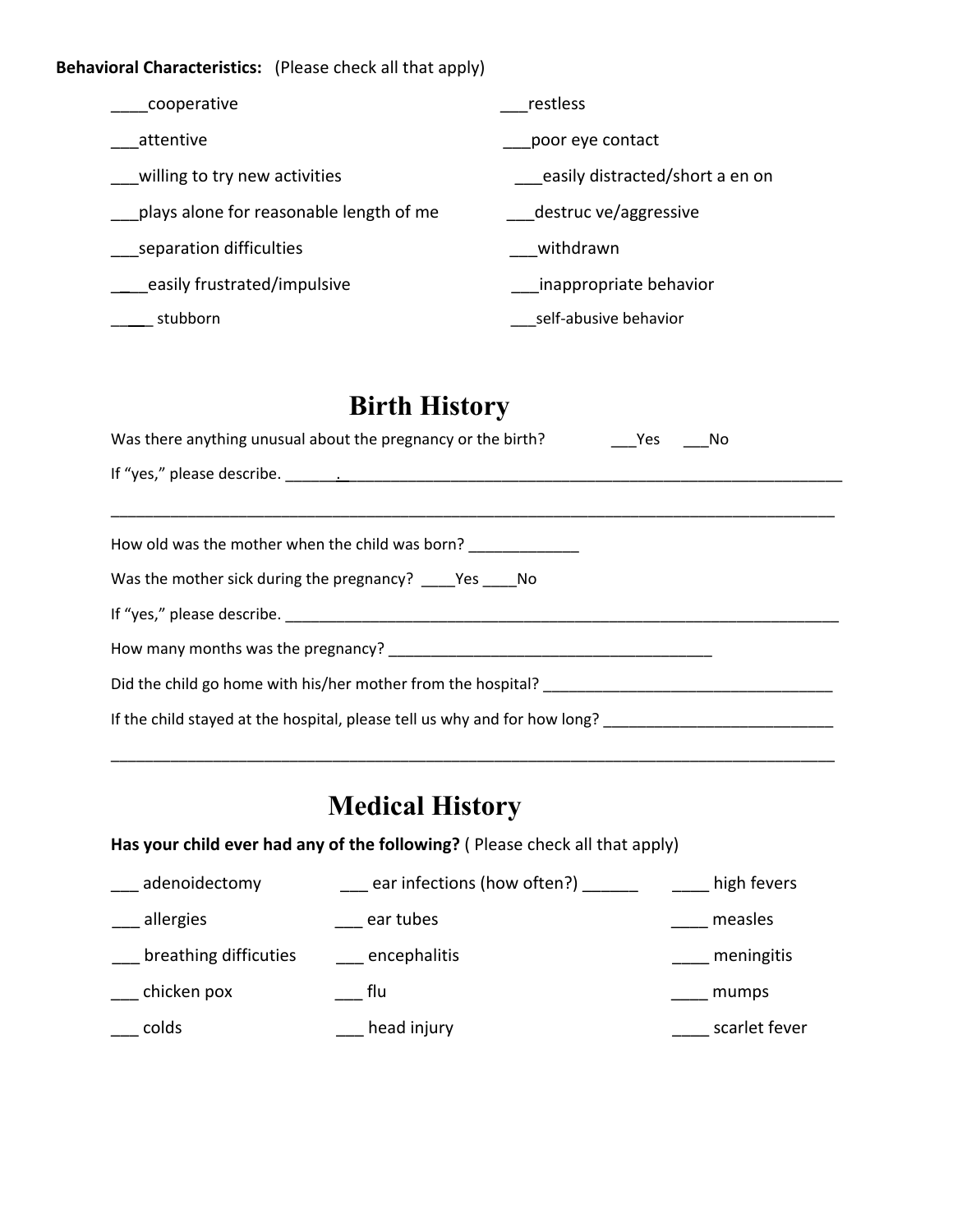**Behavioral Characteristics:** (Please check all that apply)

____cooperative

___attentive

___willing to try new activities

___plays alone for reasonable length of me

___separation difficulties

____easily frustrated/impulsive

_____ stubborn

___restless

___poor eye contact

___easily distracted/short a en on

___destruc ve/aggressive

___withdrawn

___inappropriate behavior

___self-abusive behavior

# Birth History

Was there anything unusual about the pregnancy or the birth? ___Yes ___No

If "yes," please describe. _______.________________________________________________________________

__________________________________________________________________________________________

How old was the mother when the child was born? _____________

Was the mother sick during the pregnancy? ____Yes ____No

If "yes," please describe. ______________________________________________________________________

How many months was the pregnancy? ________________________________________

Did the child go home with his/her mother from the hospital? ___________________________________

If the child stayed at the hospital, please tell us why and for how long? ___________________________

__________________________________________________________________________________________

# Medical History

**Has your child ever had any of the following?** ( Please check all that apply)

___ adenoidectomy

___ allergies

___ breathing difficucties

___ chicken pox

___ colds

___ ear infections (how often?) ______

___ ear tubes

___ encephalitis

___ flu

___ head injury

____ high fevers

____ measles

____ meningitis

____ mumps

____ scarlet fever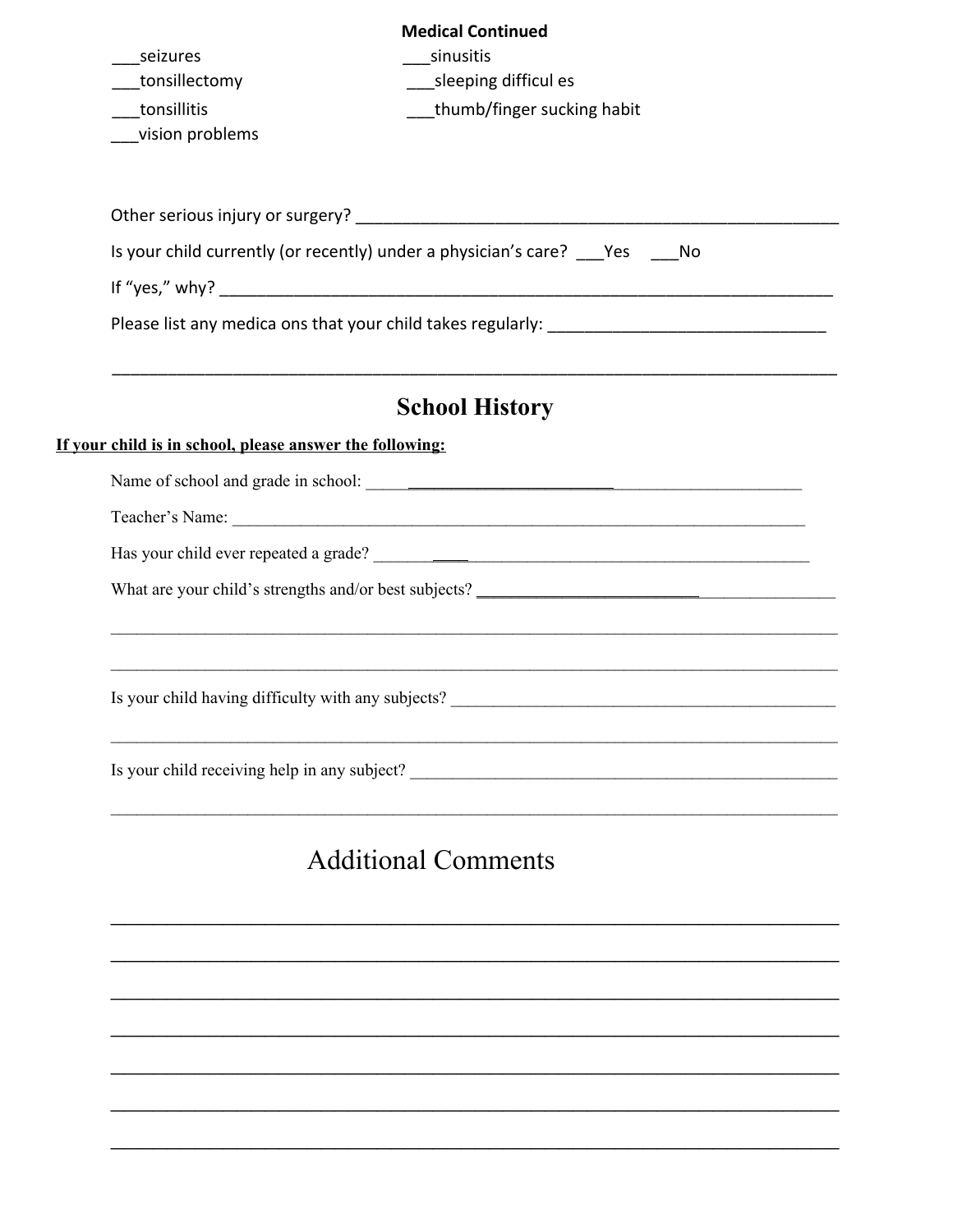**Medical Continued**

___seizures
___tonsillectomy
___tonsillitis
___vision problems
___sinusitis
___sleeping difficul es
___thumb/finger sucking habit

Other serious injury or surgery? ________________________________________________

Is your child currently (or recently) under a physician's care? ___Yes ___No

If "yes," why? ________________________________________________

Please list any medica ons that your child takes regularly: ______________________________

________________________________________________________________________

## School History

**If your child is in school, please answer the following:**

Name of school and grade in school: ________________________________________________

Teacher's Name: ________________________________________________

Has your child ever repeated a grade? ________________________________________________

What are your child's strengths and/or best subjects? ______________________________

________________________________________________________________________

________________________________________________________________________

Is your child having difficulty with any subjects? ______________________________

________________________________________________________________________

Is your child receiving help in any subject? ______________________________

________________________________________________________________________

## Additional Comments

________________________________________________________________________

________________________________________________________________________

________________________________________________________________________

________________________________________________________________________

________________________________________________________________________

________________________________________________________________________

________________________________________________________________________